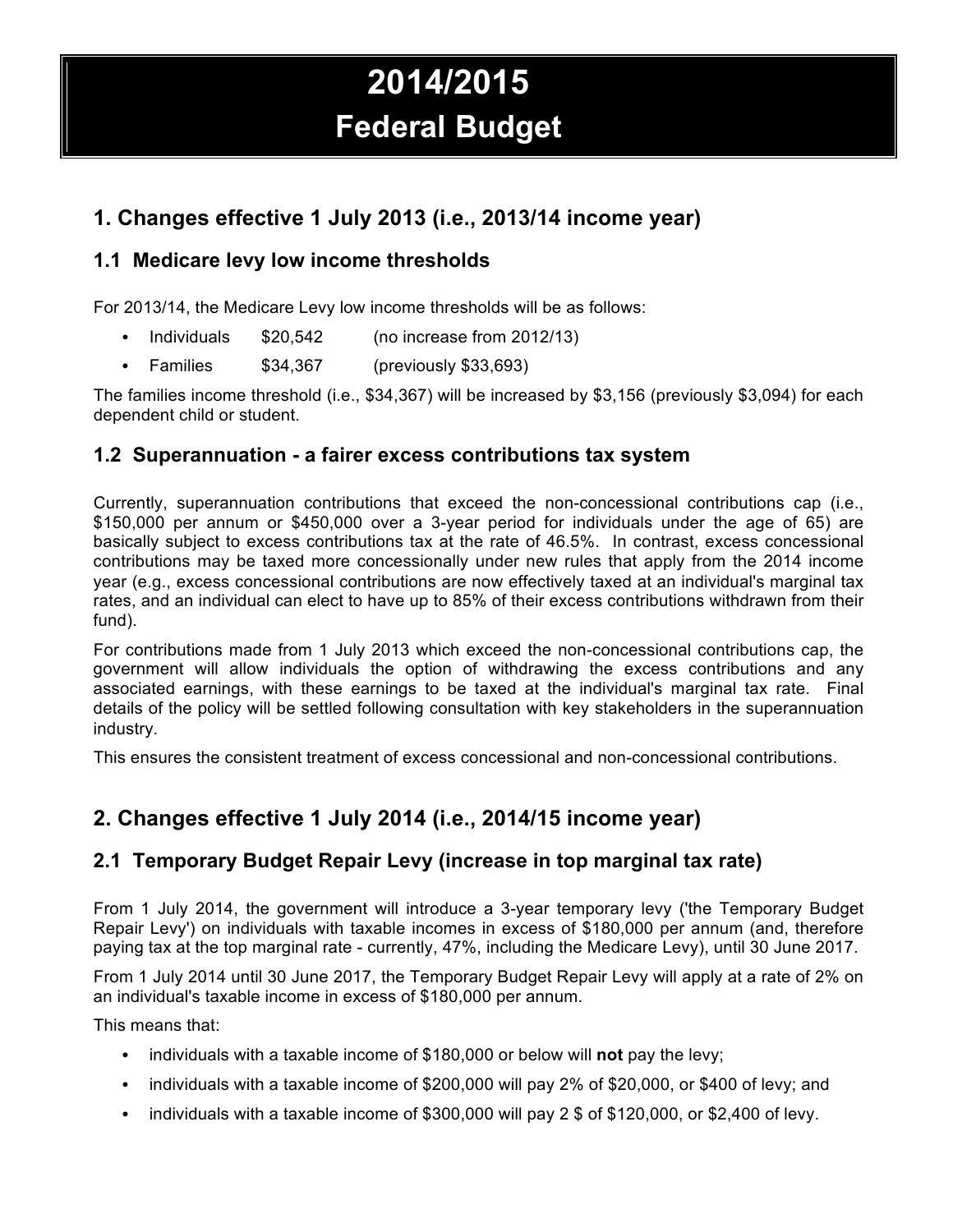# 2014/2015
# Federal Budget

## 1. Changes effective 1 July 2013 (i.e., 2013/14 income year)

### 1.1 Medicare levy low income thresholds

For 2013/14, the Medicare Levy low income thresholds will be as follows:

- Individuals $20,542 (no increase from 2012/13)
- Families $34,367 (previously $33,693)

The families income threshold (i.e., $34,367) will be increased by $3,156 (previously $3,094) for each dependent child or student.

### 1.2 Superannuation - a fairer excess contributions tax system

Currently, superannuation contributions that exceed the non-concessional contributions cap (i.e., $150,000 per annum or $450,000 over a 3-year period for individuals under the age of 65) are basically subject to excess contributions tax at the rate of 46.5%. In contrast, excess concessional contributions may be taxed more concessionally under new rules that apply from the 2014 income year (e.g., excess concessional contributions are now effectively taxed at an individual's marginal tax rates, and an individual can elect to have up to 85% of their excess contributions withdrawn from their fund).

For contributions made from 1 July 2013 which exceed the non-concessional contributions cap, the government will allow individuals the option of withdrawing the excess contributions and any associated earnings, with these earnings to be taxed at the individual's marginal tax rate. Final details of the policy will be settled following consultation with key stakeholders in the superannuation industry.

This ensures the consistent treatment of excess concessional and non-concessional contributions.

## 2. Changes effective 1 July 2014 (i.e., 2014/15 income year)

### 2.1 Temporary Budget Repair Levy (increase in top marginal tax rate)

From 1 July 2014, the government will introduce a 3-year temporary levy ('the Temporary Budget Repair Levy') on individuals with taxable incomes in excess of $180,000 per annum (and, therefore paying tax at the top marginal rate - currently, 47%, including the Medicare Levy), until 30 June 2017.

From 1 July 2014 until 30 June 2017, the Temporary Budget Repair Levy will apply at a rate of 2% on an individual's taxable income in excess of $180,000 per annum.

This means that:

- individuals with a taxable income of $180,000 or below will **not** pay the levy;
- individuals with a taxable income of $200,000 will pay 2% of $20,000, or $400 of levy; and
- individuals with a taxable income of $300,000 will pay 2 $ of $120,000, or $2,400 of levy.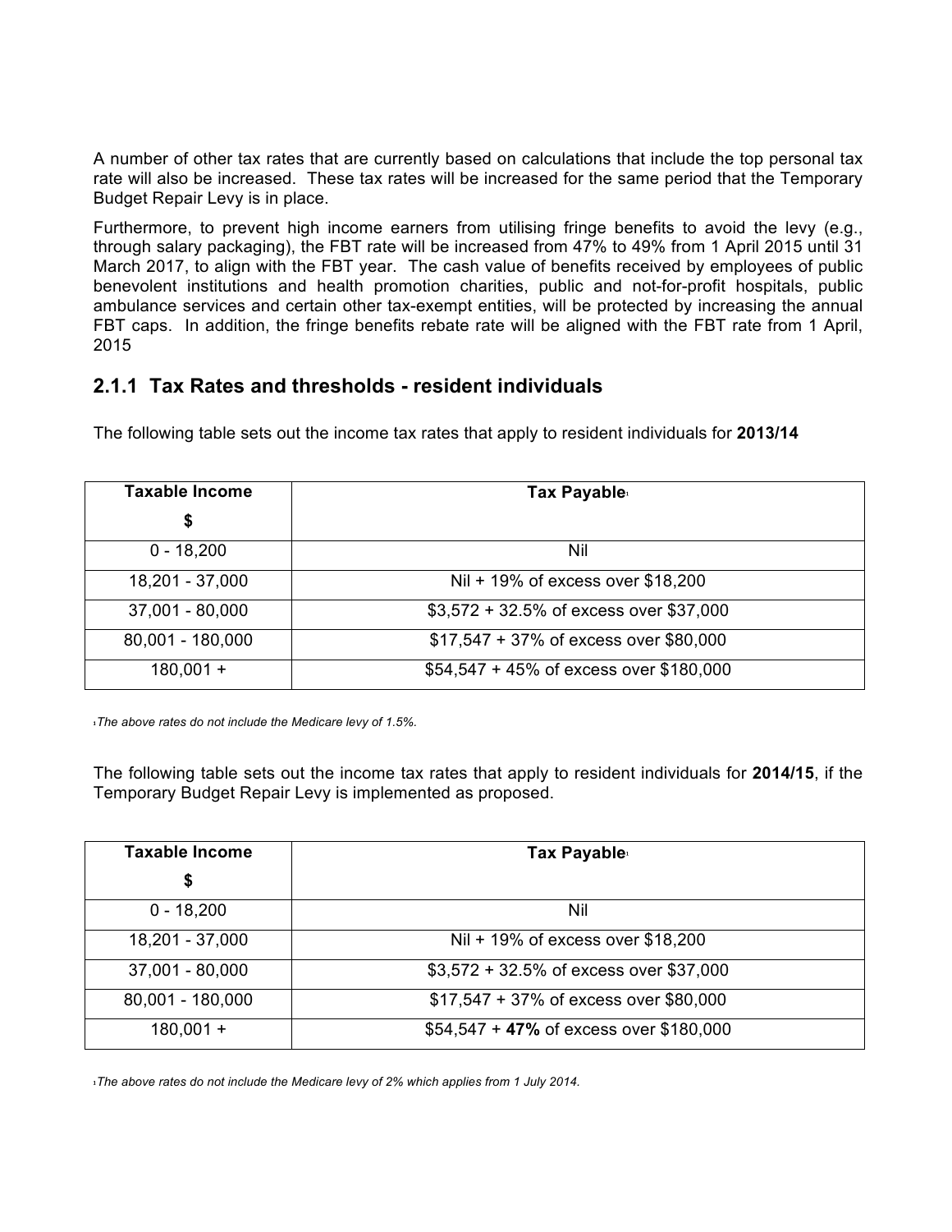A number of other tax rates that are currently based on calculations that include the top personal tax rate will also be increased. These tax rates will be increased for the same period that the Temporary Budget Repair Levy is in place.

Furthermore, to prevent high income earners from utilising fringe benefits to avoid the levy (e.g., through salary packaging), the FBT rate will be increased from 47% to 49% from 1 April 2015 until 31 March 2017, to align with the FBT year. The cash value of benefits received by employees of public benevolent institutions and health promotion charities, public and not-for-profit hospitals, public ambulance services and certain other tax-exempt entities, will be protected by increasing the annual FBT caps. In addition, the fringe benefits rebate rate will be aligned with the FBT rate from 1 April, 2015

### 2.1.1 Tax Rates and thresholds - resident individuals

The following table sets out the income tax rates that apply to resident individuals for **2013/14**

| Taxable Income $ | Tax Payable[1] |
|---|---|
| 0 - 18,200 | Nil |
| 18,201 - 37,000 | Nil + 19% of excess over $18,200 |
| 37,001 - 80,000 | $3,572 + 32.5% of excess over $37,000 |
| 80,001 - 180,000 | $17,547 + 37% of excess over $80,000 |
| 180,001 + | $54,547 + 45% of excess over $180,000 |

[1]*The above rates do not include the Medicare levy of 1.5%.*

The following table sets out the income tax rates that apply to resident individuals for **2014/15**, if the Temporary Budget Repair Levy is implemented as proposed.

| Taxable Income $ | Tax Payable[1] |
|---|---|
| 0 - 18,200 | Nil |
| 18,201 - 37,000 | Nil + 19% of excess over $18,200 |
| 37,001 - 80,000 | $3,572 + 32.5% of excess over $37,000 |
| 80,001 - 180,000 | $17,547 + 37% of excess over $80,000 |
| 180,001 + | $54,547 + **47%** of excess over $180,000 |

[1]*The above rates do not include the Medicare levy of 2% which applies from 1 July 2014.*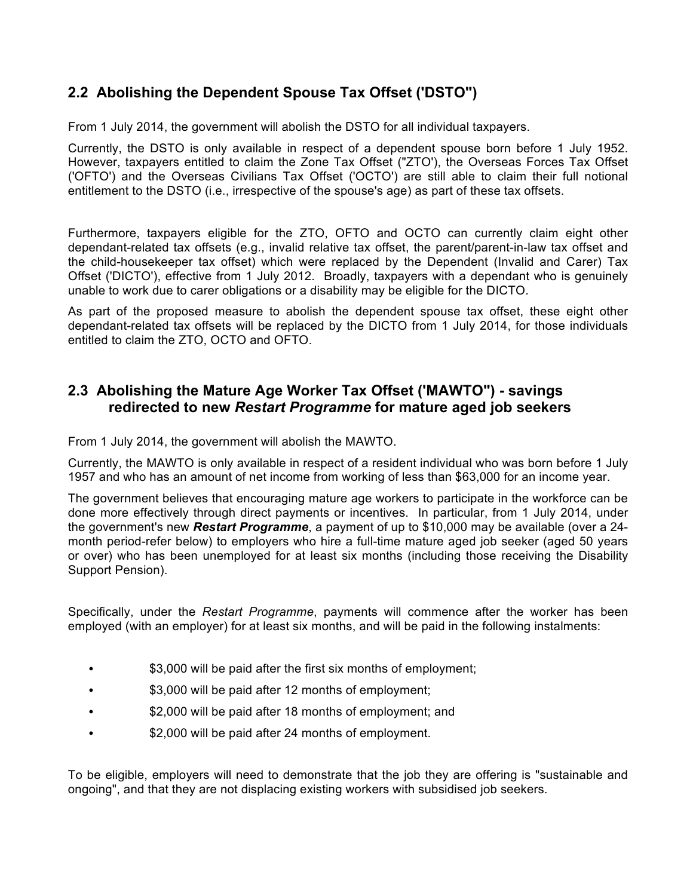## 2.2 Abolishing the Dependent Spouse Tax Offset ('DSTO")

From 1 July 2014, the government will abolish the DSTO for all individual taxpayers.

Currently, the DSTO is only available in respect of a dependent spouse born before 1 July 1952. However, taxpayers entitled to claim the Zone Tax Offset ("ZTO'), the Overseas Forces Tax Offset ('OFTO') and the Overseas Civilians Tax Offset ('OCTO') are still able to claim their full notional entitlement to the DSTO (i.e., irrespective of the spouse's age) as part of these tax offsets.

Furthermore, taxpayers eligible for the ZTO, OFTO and OCTO can currently claim eight other dependant-related tax offsets (e.g., invalid relative tax offset, the parent/parent-in-law tax offset and the child-housekeeper tax offset) which were replaced by the Dependent (Invalid and Carer) Tax Offset ('DICTO'), effective from 1 July 2012. Broadly, taxpayers with a dependant who is genuinely unable to work due to carer obligations or a disability may be eligible for the DICTO.

As part of the proposed measure to abolish the dependent spouse tax offset, these eight other dependant-related tax offsets will be replaced by the DICTO from 1 July 2014, for those individuals entitled to claim the ZTO, OCTO and OFTO.

## 2.3 Abolishing the Mature Age Worker Tax Offset ('MAWTO") - savings redirected to new *Restart Programme* for mature aged job seekers

From 1 July 2014, the government will abolish the MAWTO.

Currently, the MAWTO is only available in respect of a resident individual who was born before 1 July 1957 and who has an amount of net income from working of less than $63,000 for an income year.

The government believes that encouraging mature age workers to participate in the workforce can be done more effectively through direct payments or incentives. In particular, from 1 July 2014, under the government's new ***Restart Programme***, a payment of up to $10,000 may be available (over a 24-month period-refer below) to employers who hire a full-time mature aged job seeker (aged 50 years or over) who has been unemployed for at least six months (including those receiving the Disability Support Pension).

Specifically, under the *Restart Programme*, payments will commence after the worker has been employed (with an employer) for at least six months, and will be paid in the following instalments:

- $3,000 will be paid after the first six months of employment;
- $3,000 will be paid after 12 months of employment;
- $2,000 will be paid after 18 months of employment; and
- $2,000 will be paid after 24 months of employment.

To be eligible, employers will need to demonstrate that the job they are offering is "sustainable and ongoing", and that they are not displacing existing workers with subsidised job seekers.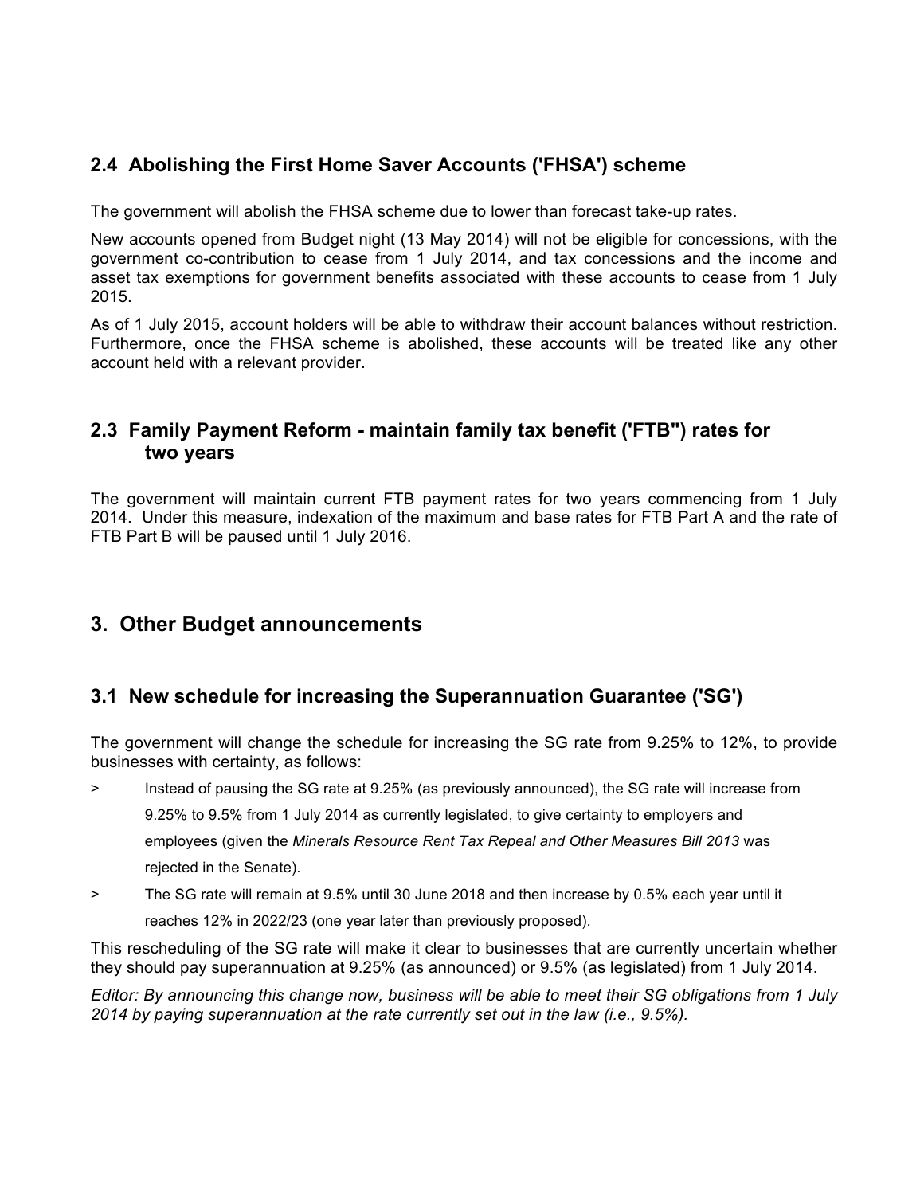## 2.4 Abolishing the First Home Saver Accounts ('FHSA') scheme

The government will abolish the FHSA scheme due to lower than forecast take-up rates.

New accounts opened from Budget night (13 May 2014) will not be eligible for concessions, with the government co-contribution to cease from 1 July 2014, and tax concessions and the income and asset tax exemptions for government benefits associated with these accounts to cease from 1 July 2015.

As of 1 July 2015, account holders will be able to withdraw their account balances without restriction. Furthermore, once the FHSA scheme is abolished, these accounts will be treated like any other account held with a relevant provider.

## 2.3 Family Payment Reform - maintain family tax benefit ('FTB") rates for two years

The government will maintain current FTB payment rates for two years commencing from 1 July 2014. Under this measure, indexation of the maximum and base rates for FTB Part A and the rate of FTB Part B will be paused until 1 July 2016.

# 3. Other Budget announcements

## 3.1 New schedule for increasing the Superannuation Guarantee ('SG')

The government will change the schedule for increasing the SG rate from 9.25% to 12%, to provide businesses with certainty, as follows:

> Instead of pausing the SG rate at 9.25% (as previously announced), the SG rate will increase from 9.25% to 9.5% from 1 July 2014 as currently legislated, to give certainty to employers and employees (given the *Minerals Resource Rent Tax Repeal and Other Measures Bill 2013* was rejected in the Senate).

> The SG rate will remain at 9.5% until 30 June 2018 and then increase by 0.5% each year until it reaches 12% in 2022/23 (one year later than previously proposed).

This rescheduling of the SG rate will make it clear to businesses that are currently uncertain whether they should pay superannuation at 9.25% (as announced) or 9.5% (as legislated) from 1 July 2014.

*Editor: By announcing this change now, business will be able to meet their SG obligations from 1 July 2014 by paying superannuation at the rate currently set out in the law (i.e., 9.5%).*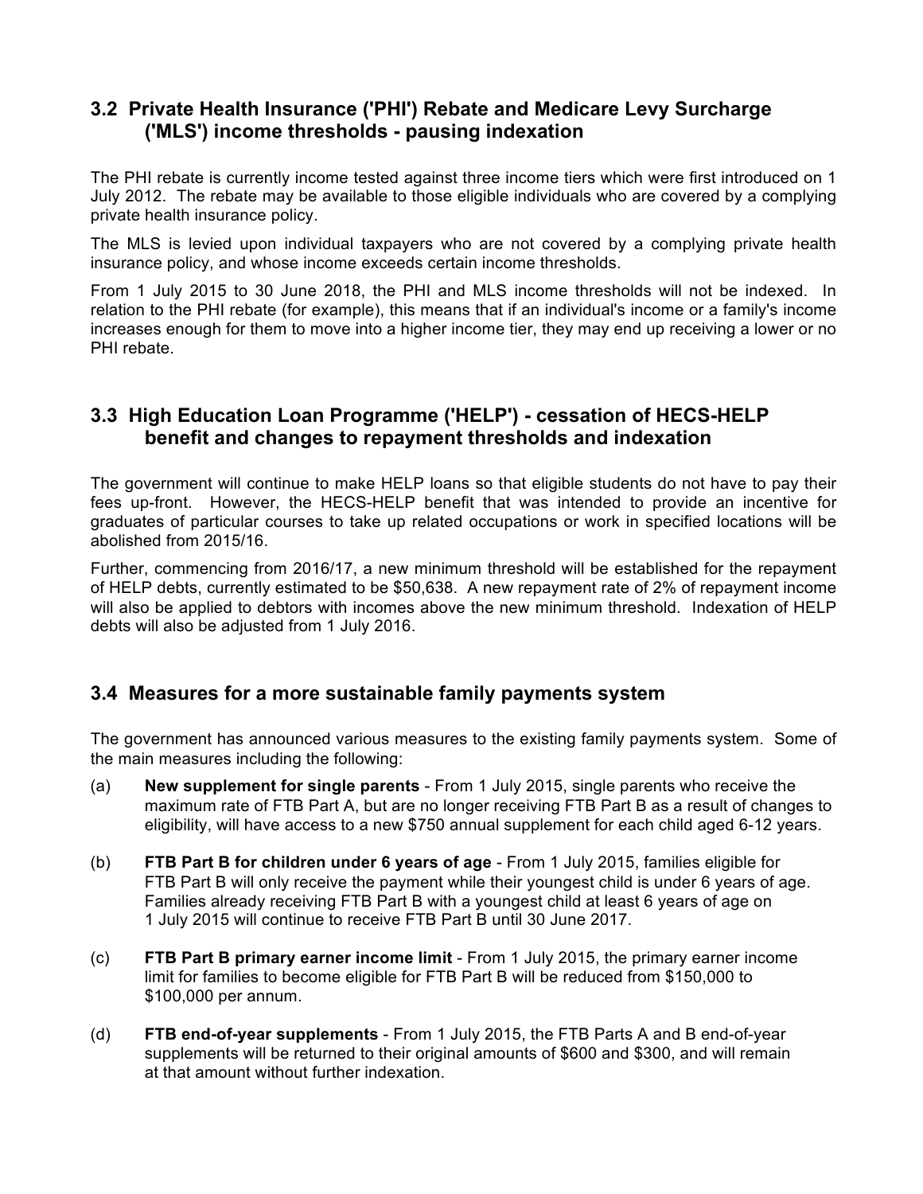## 3.2 Private Health Insurance ('PHI') Rebate and Medicare Levy Surcharge ('MLS') income thresholds - pausing indexation

The PHI rebate is currently income tested against three income tiers which were first introduced on 1 July 2012. The rebate may be available to those eligible individuals who are covered by a complying private health insurance policy.

The MLS is levied upon individual taxpayers who are not covered by a complying private health insurance policy, and whose income exceeds certain income thresholds.

From 1 July 2015 to 30 June 2018, the PHI and MLS income thresholds will not be indexed. In relation to the PHI rebate (for example), this means that if an individual's income or a family's income increases enough for them to move into a higher income tier, they may end up receiving a lower or no PHI rebate.

## 3.3 High Education Loan Programme ('HELP') - cessation of HECS-HELP benefit and changes to repayment thresholds and indexation

The government will continue to make HELP loans so that eligible students do not have to pay their fees up-front. However, the HECS-HELP benefit that was intended to provide an incentive for graduates of particular courses to take up related occupations or work in specified locations will be abolished from 2015/16.

Further, commencing from 2016/17, a new minimum threshold will be established for the repayment of HELP debts, currently estimated to be $50,638. A new repayment rate of 2% of repayment income will also be applied to debtors with incomes above the new minimum threshold. Indexation of HELP debts will also be adjusted from 1 July 2016.

## 3.4 Measures for a more sustainable family payments system

The government has announced various measures to the existing family payments system. Some of the main measures including the following:

(a) **New supplement for single parents** - From 1 July 2015, single parents who receive the maximum rate of FTB Part A, but are no longer receiving FTB Part B as a result of changes to eligibility, will have access to a new $750 annual supplement for each child aged 6-12 years.

(b) **FTB Part B for children under 6 years of age** - From 1 July 2015, families eligible for FTB Part B will only receive the payment while their youngest child is under 6 years of age. Families already receiving FTB Part B with a youngest child at least 6 years of age on 1 July 2015 will continue to receive FTB Part B until 30 June 2017.

(c) **FTB Part B primary earner income limit** - From 1 July 2015, the primary earner income limit for families to become eligible for FTB Part B will be reduced from $150,000 to $100,000 per annum.

(d) **FTB end-of-year supplements** - From 1 July 2015, the FTB Parts A and B end-of-year supplements will be returned to their original amounts of $600 and $300, and will remain at that amount without further indexation.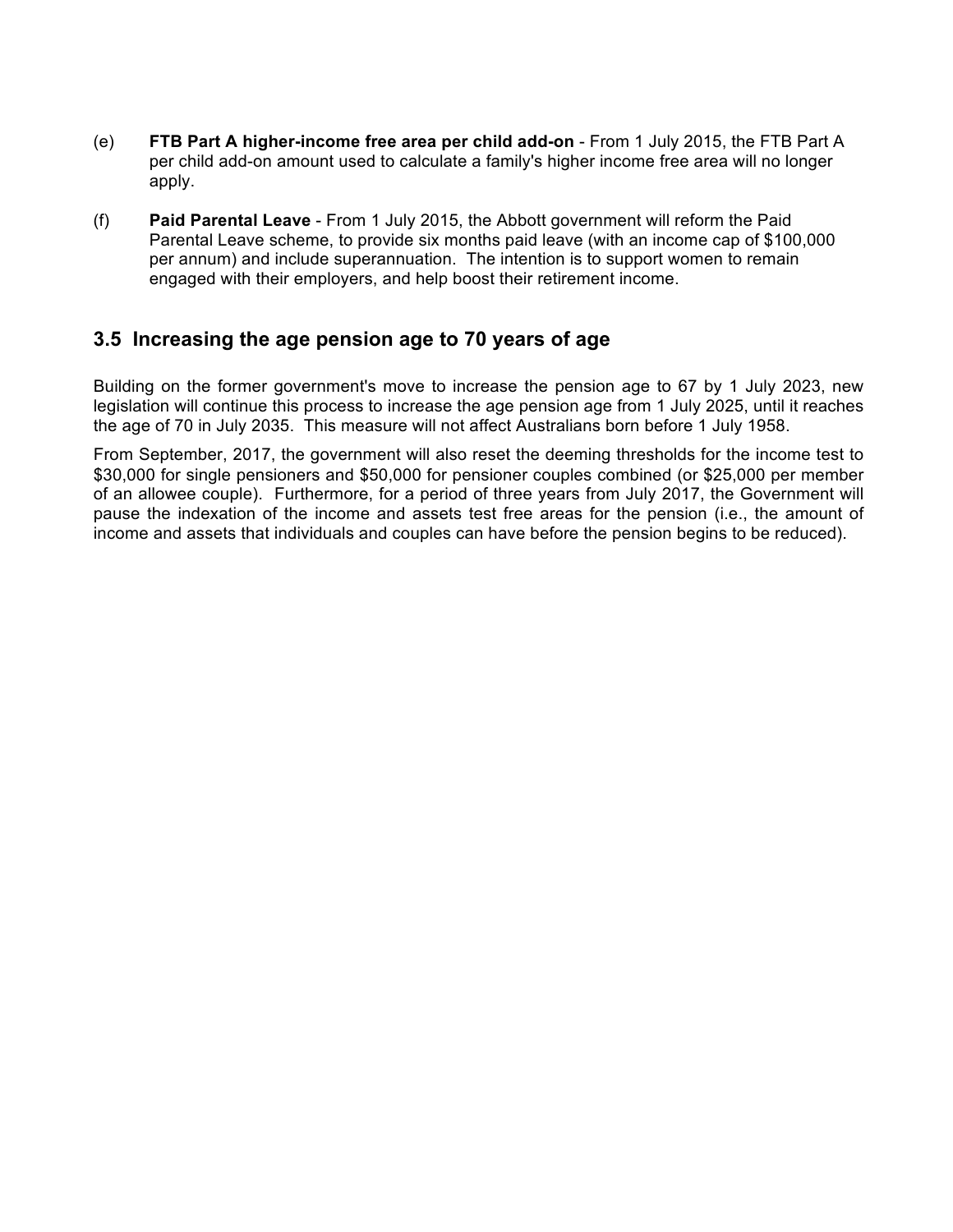(e) **FTB Part A higher-income free area per child add-on** - From 1 July 2015, the FTB Part A per child add-on amount used to calculate a family's higher income free area will no longer apply.

(f) **Paid Parental Leave** - From 1 July 2015, the Abbott government will reform the Paid Parental Leave scheme, to provide six months paid leave (with an income cap of $100,000 per annum) and include superannuation. The intention is to support women to remain engaged with their employers, and help boost their retirement income.

## 3.5 Increasing the age pension age to 70 years of age

Building on the former government's move to increase the pension age to 67 by 1 July 2023, new legislation will continue this process to increase the age pension age from 1 July 2025, until it reaches the age of 70 in July 2035. This measure will not affect Australians born before 1 July 1958.

From September, 2017, the government will also reset the deeming thresholds for the income test to $30,000 for single pensioners and $50,000 for pensioner couples combined (or $25,000 per member of an allowee couple). Furthermore, for a period of three years from July 2017, the Government will pause the indexation of the income and assets test free areas for the pension (i.e., the amount of income and assets that individuals and couples can have before the pension begins to be reduced).